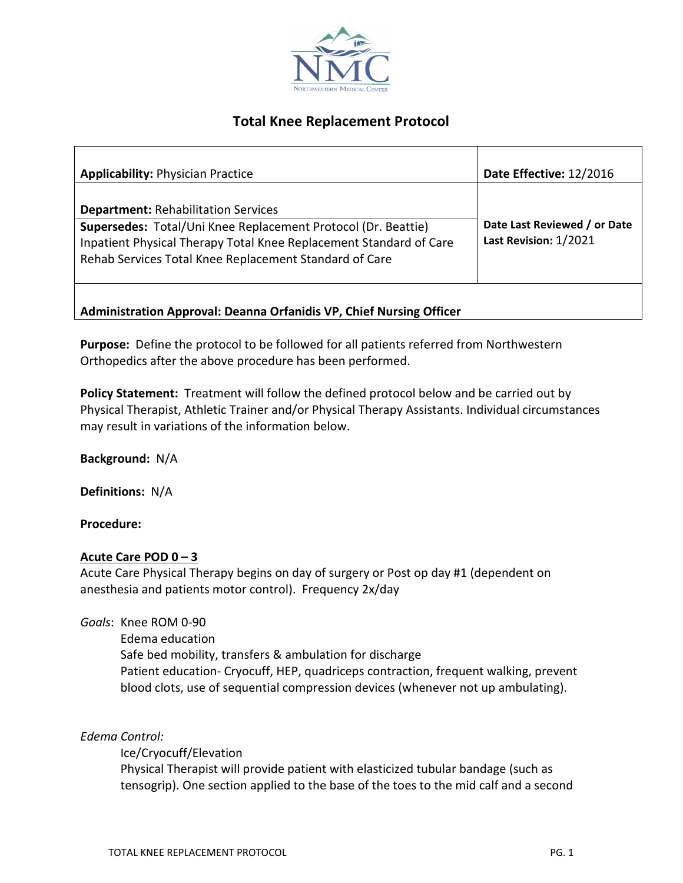# Total Knee Replacement Protocol

| **Applicability:** Physician Practice | **Date Effective:** 12/2016 |
| --- | --- |
| **Department:** Rehabilitation Services<br>**Supersedes:** Total/Uni Knee Replacement Protocol (Dr. Beattie)<br>Inpatient Physical Therapy Total Knee Replacement Standard of Care<br>Rehab Services Total Knee Replacement Standard of Care | **Date Last Reviewed / or Date Last Revision:** 1/2021 |
| **Administration Approval: Deanna Orfanidis VP, Chief Nursing Officer** | |

**Purpose:** Define the protocol to be followed for all patients referred from Northwestern Orthopedics after the above procedure has been performed.

**Policy Statement:** Treatment will follow the defined protocol below and be carried out by Physical Therapist, Athletic Trainer and/or Physical Therapy Assistants. Individual circumstances may result in variations of the information below.

**Background:** N/A

**Definitions:** N/A

**Procedure:**

**<u>Acute Care POD 0 – 3</u>**

Acute Care Physical Therapy begins on day of surgery or Post op day #1 (dependent on anesthesia and patients motor control). Frequency 2x/day

*Goals*: Knee ROM 0-90
- Edema education
- Safe bed mobility, transfers & ambulation for discharge
- Patient education- Cryocuff, HEP, quadriceps contraction, frequent walking, prevent blood clots, use of sequential compression devices (whenever not up ambulating).

*Edema Control:*
- Ice/Cryocuff/Elevation
- Physical Therapist will provide patient with elasticized tubular bandage (such as tensogrip). One section applied to the base of the toes to the mid calf and a second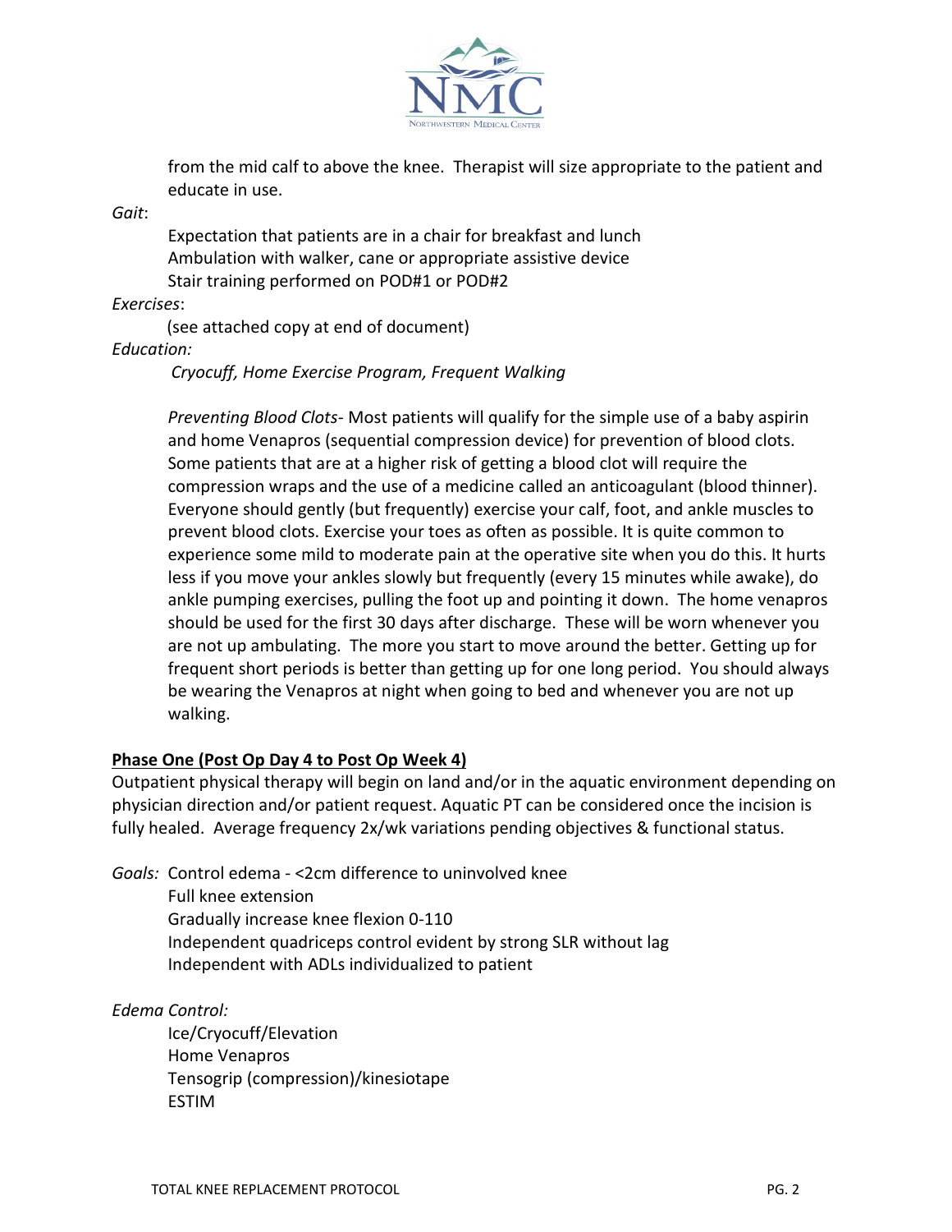from the mid calf to above the knee. Therapist will size appropriate to the patient and educate in use.

*Gait*:

Expectation that patients are in a chair for breakfast and lunch
Ambulation with walker, cane or appropriate assistive device
Stair training performed on POD#1 or POD#2

*Exercises*:

(see attached copy at end of document)

*Education:*

*Cryocuff, Home Exercise Program, Frequent Walking*

*Preventing Blood Clots*- Most patients will qualify for the simple use of a baby aspirin and home Venapros (sequential compression device) for prevention of blood clots. Some patients that are at a higher risk of getting a blood clot will require the compression wraps and the use of a medicine called an anticoagulant (blood thinner). Everyone should gently (but frequently) exercise your calf, foot, and ankle muscles to prevent blood clots. Exercise your toes as often as possible. It is quite common to experience some mild to moderate pain at the operative site when you do this. It hurts less if you move your ankles slowly but frequently (every 15 minutes while awake), do ankle pumping exercises, pulling the foot up and pointing it down. The home venapros should be used for the first 30 days after discharge. These will be worn whenever you are not up ambulating. The more you start to move around the better. Getting up for frequent short periods is better than getting up for one long period. You should always be wearing the Venapros at night when going to bed and whenever you are not up walking.

**<u>Phase One (Post Op Day 4 to Post Op Week 4)</u>**

Outpatient physical therapy will begin on land and/or in the aquatic environment depending on physician direction and/or patient request. Aquatic PT can be considered once the incision is fully healed. Average frequency 2x/wk variations pending objectives & functional status.

*Goals:* Control edema - <2cm difference to uninvolved knee
Full knee extension
Gradually increase knee flexion 0-110
Independent quadriceps control evident by strong SLR without lag
Independent with ADLs individualized to patient

*Edema Control:*

Ice/Cryocuff/Elevation
Home Venapros
Tensogrip (compression)/kinesiotape
ESTIM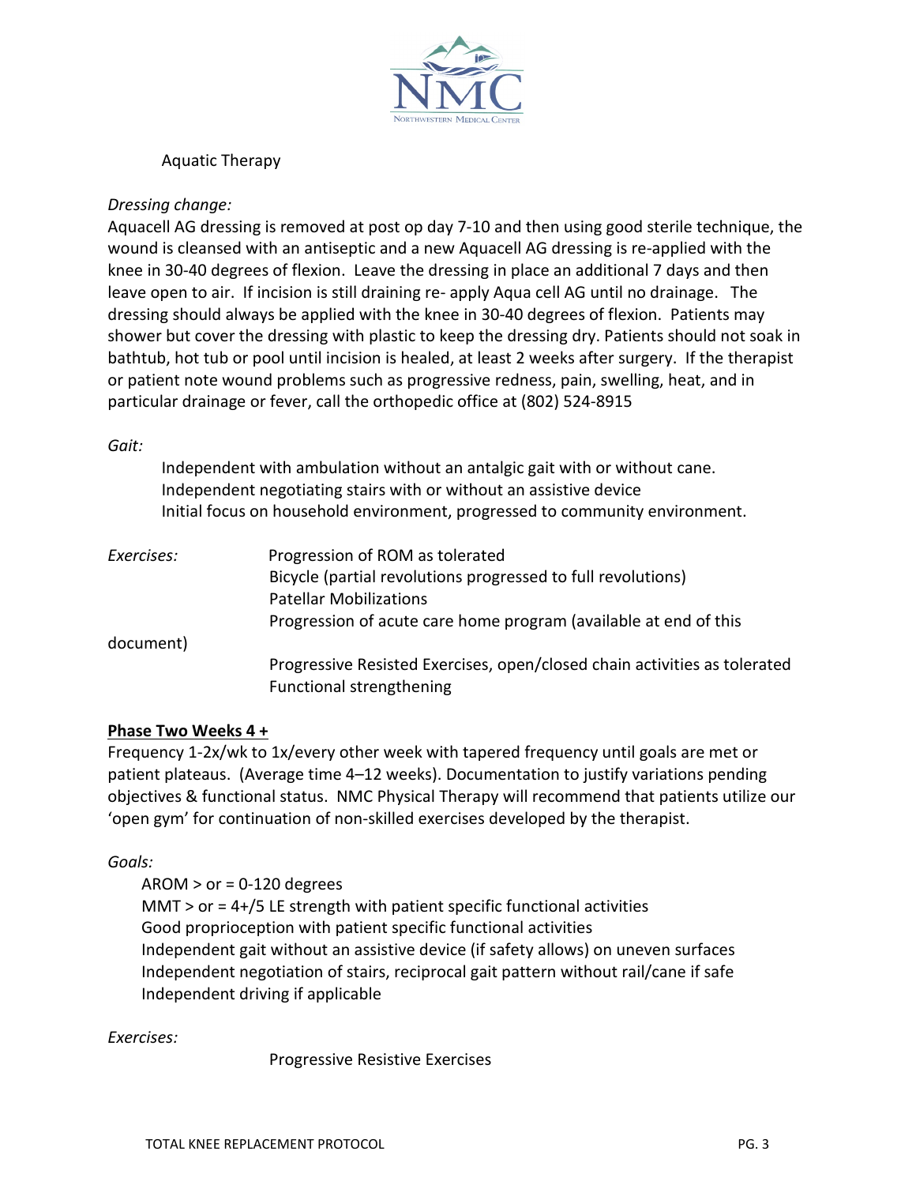Aquatic Therapy

*Dressing change:*

Aquacell AG dressing is removed at post op day 7-10 and then using good sterile technique, the wound is cleansed with an antiseptic and a new Aquacell AG dressing is re-applied with the knee in 30-40 degrees of flexion. Leave the dressing in place an additional 7 days and then leave open to air. If incision is still draining re- apply Aqua cell AG until no drainage. The dressing should always be applied with the knee in 30-40 degrees of flexion. Patients may shower but cover the dressing with plastic to keep the dressing dry. Patients should not soak in bathtub, hot tub or pool until incision is healed, at least 2 weeks after surgery. If the therapist or patient note wound problems such as progressive redness, pain, swelling, heat, and in particular drainage or fever, call the orthopedic office at (802) 524-8915

*Gait:*

Independent with ambulation without an antalgic gait with or without cane.
Independent negotiating stairs with or without an assistive device
Initial focus on household environment, progressed to community environment.

*Exercises:*

Progression of ROM as tolerated
Bicycle (partial revolutions progressed to full revolutions)
Patellar Mobilizations
Progression of acute care home program (available at end of this document)
Progressive Resisted Exercises, open/closed chain activities as tolerated
Functional strengthening

**Phase Two Weeks 4 +**

Frequency 1-2x/wk to 1x/every other week with tapered frequency until goals are met or patient plateaus. (Average time 4–12 weeks). Documentation to justify variations pending objectives & functional status. NMC Physical Therapy will recommend that patients utilize our 'open gym' for continuation of non-skilled exercises developed by the therapist.

*Goals:*

AROM > or = 0-120 degrees
MMT > or = 4+/5 LE strength with patient specific functional activities
Good proprioception with patient specific functional activities
Independent gait without an assistive device (if safety allows) on uneven surfaces
Independent negotiation of stairs, reciprocal gait pattern without rail/cane if safe
Independent driving if applicable

*Exercises:*

Progressive Resistive Exercises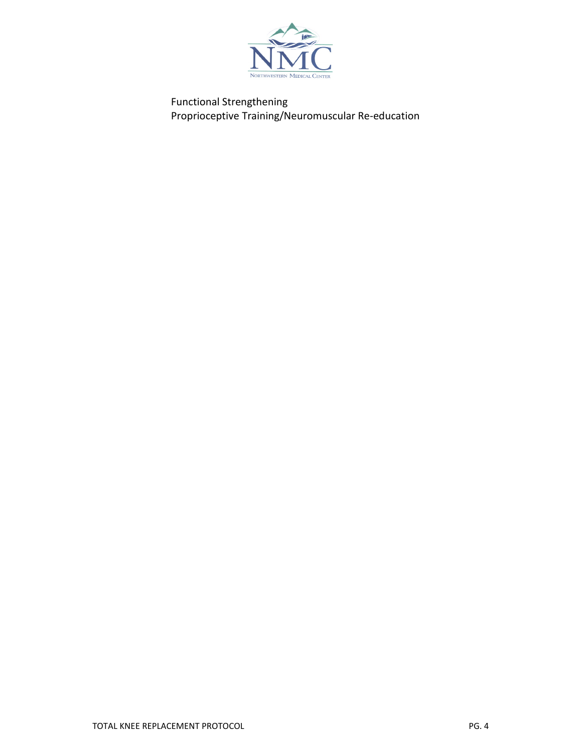Functional Strengthening
Proprioceptive Training/Neuromuscular Re-education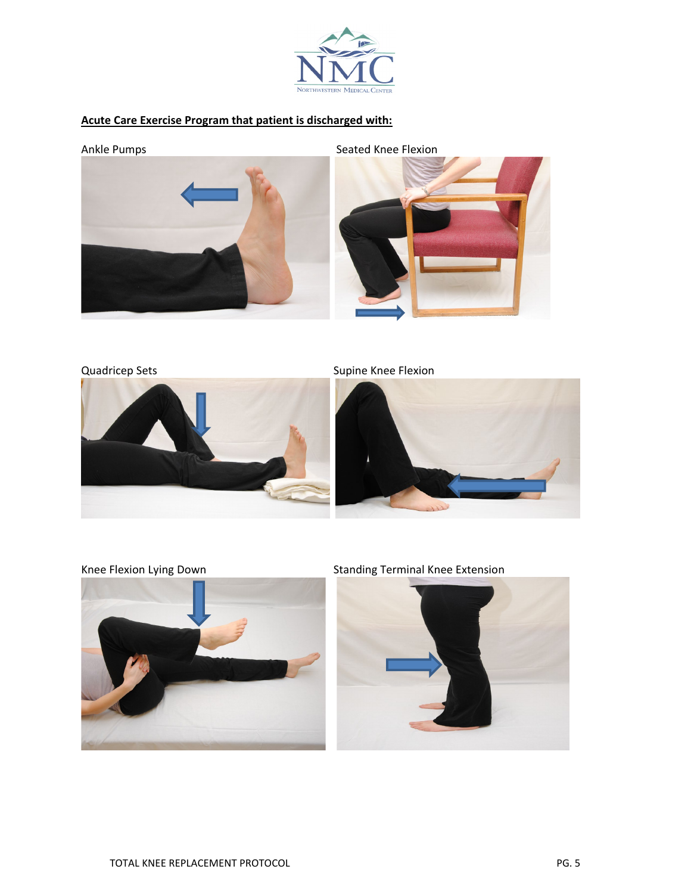**Acute Care Exercise Program that patient is discharged with:**

Ankle Pumps

Seated Knee Flexion

Quadricep Sets

Supine Knee Flexion

Knee Flexion Lying Down

Standing Terminal Knee Extension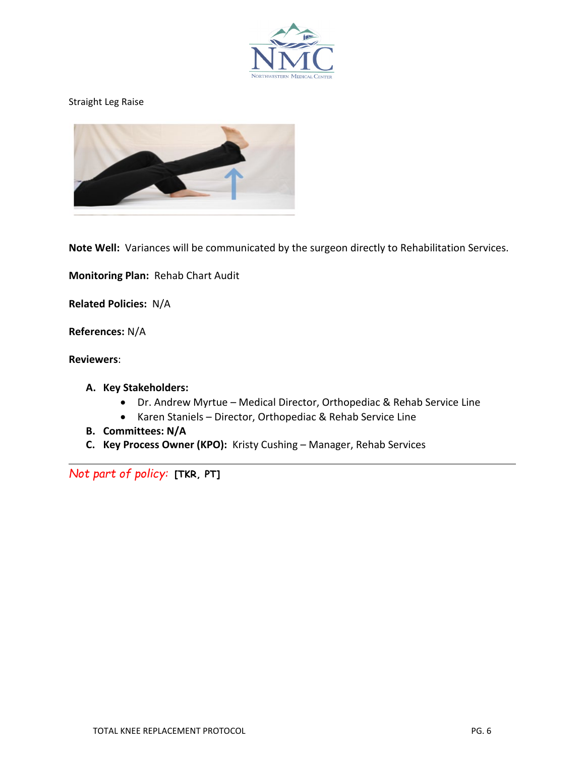Straight Leg Raise

**Note Well:** Variances will be communicated by the surgeon directly to Rehabilitation Services.

**Monitoring Plan:** Rehab Chart Audit

**Related Policies:** N/A

**References:** N/A

**Reviewers**:

A. **Key Stakeholders:**
   - Dr. Andrew Myrtue – Medical Director, Orthopediac & Rehab Service Line
   - Karen Staniels – Director, Orthopediac & Rehab Service Line
B. **Committees: N/A**
C. **Key Process Owner (KPO):** Kristy Cushing – Manager, Rehab Services

---

*Not part of policy:* **[TKR, PT]**